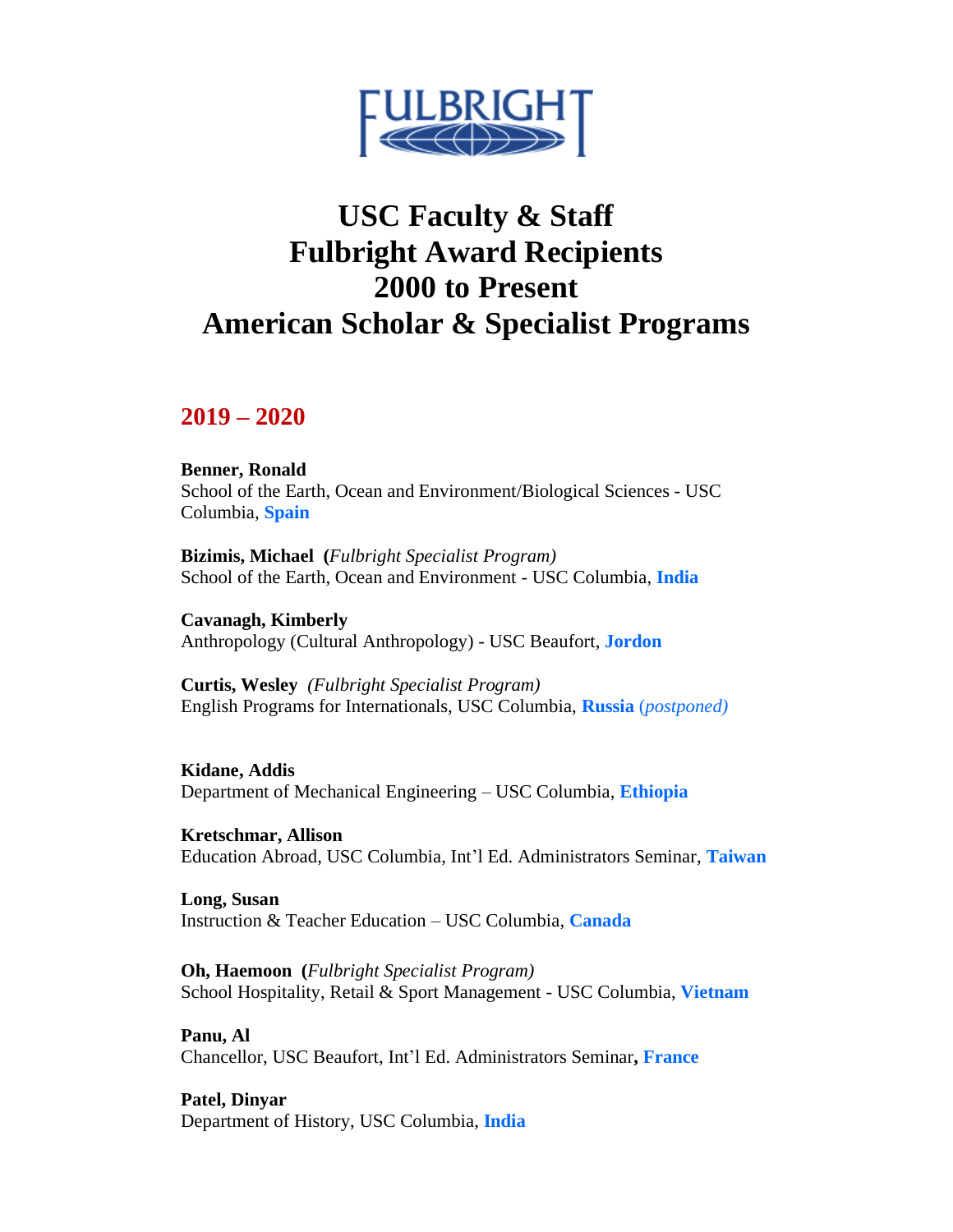# USC Faculty & Staff Fulbright Award Recipients 2000 to Present American Scholar & Specialist Programs

## 2019 – 2020

**Benner, Ronald**
School of the Earth, Ocean and Environment/Biological Sciences - USC Columbia, **Spain**

**Bizimis, Michael (*Fulbright Specialist Program)***
School of the Earth, Ocean and Environment - USC Columbia, **India**

**Cavanagh, Kimberly**
Anthropology (Cultural Anthropology) - USC Beaufort, **Jordon**

**Curtis, Wesley** *(Fulbright Specialist Program)*
English Programs for Internationals, USC Columbia, **Russia** (*postponed)*

**Kidane, Addis**
Department of Mechanical Engineering – USC Columbia, **Ethiopia**

**Kretschmar, Allison**
Education Abroad, USC Columbia, Int'l Ed. Administrators Seminar, **Taiwan**

**Long, Susan**
Instruction & Teacher Education – USC Columbia, **Canada**

**Oh, Haemoon (*Fulbright Specialist Program)***
School Hospitality, Retail & Sport Management - USC Columbia, **Vietnam**

**Panu, Al**
Chancellor, USC Beaufort, Int'l Ed. Administrators Seminar**, France**

**Patel, Dinyar**
Department of History, USC Columbia, **India**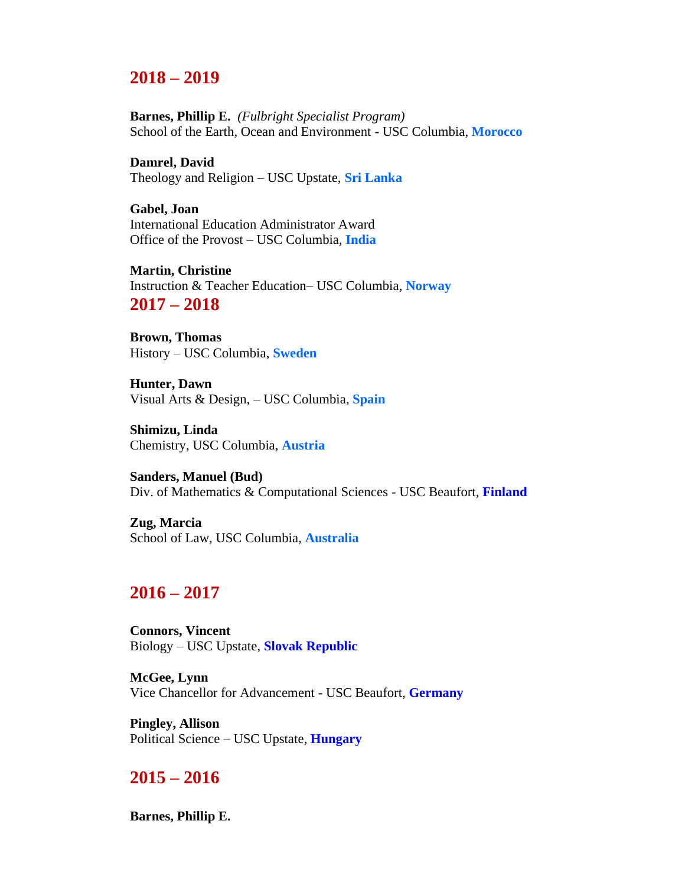## 2018 – 2019

**Barnes, Phillip E.** *(Fulbright Specialist Program)*
School of the Earth, Ocean and Environment - USC Columbia, **Morocco**

**Damrel, David**
Theology and Religion – USC Upstate, **Sri Lanka**

**Gabel, Joan**
International Education Administrator Award
Office of the Provost – USC Columbia, **India**

**Martin, Christine**
Instruction & Teacher Education– USC Columbia, **Norway**

## 2017 – 2018

**Brown, Thomas**
History – USC Columbia, **Sweden**

**Hunter, Dawn**
Visual Arts & Design, – USC Columbia, **Spain**

**Shimizu, Linda**
Chemistry, USC Columbia, **Austria**

**Sanders, Manuel (Bud)**
Div. of Mathematics & Computational Sciences - USC Beaufort, **Finland**

**Zug, Marcia**
School of Law, USC Columbia, **Australia**

## 2016 – 2017

**Connors, Vincent**
Biology – USC Upstate, **Slovak Republic**

**McGee, Lynn**
Vice Chancellor for Advancement - USC Beaufort, **Germany**

**Pingley, Allison**
Political Science – USC Upstate, **Hungary**

## 2015 – 2016

**Barnes, Phillip E.**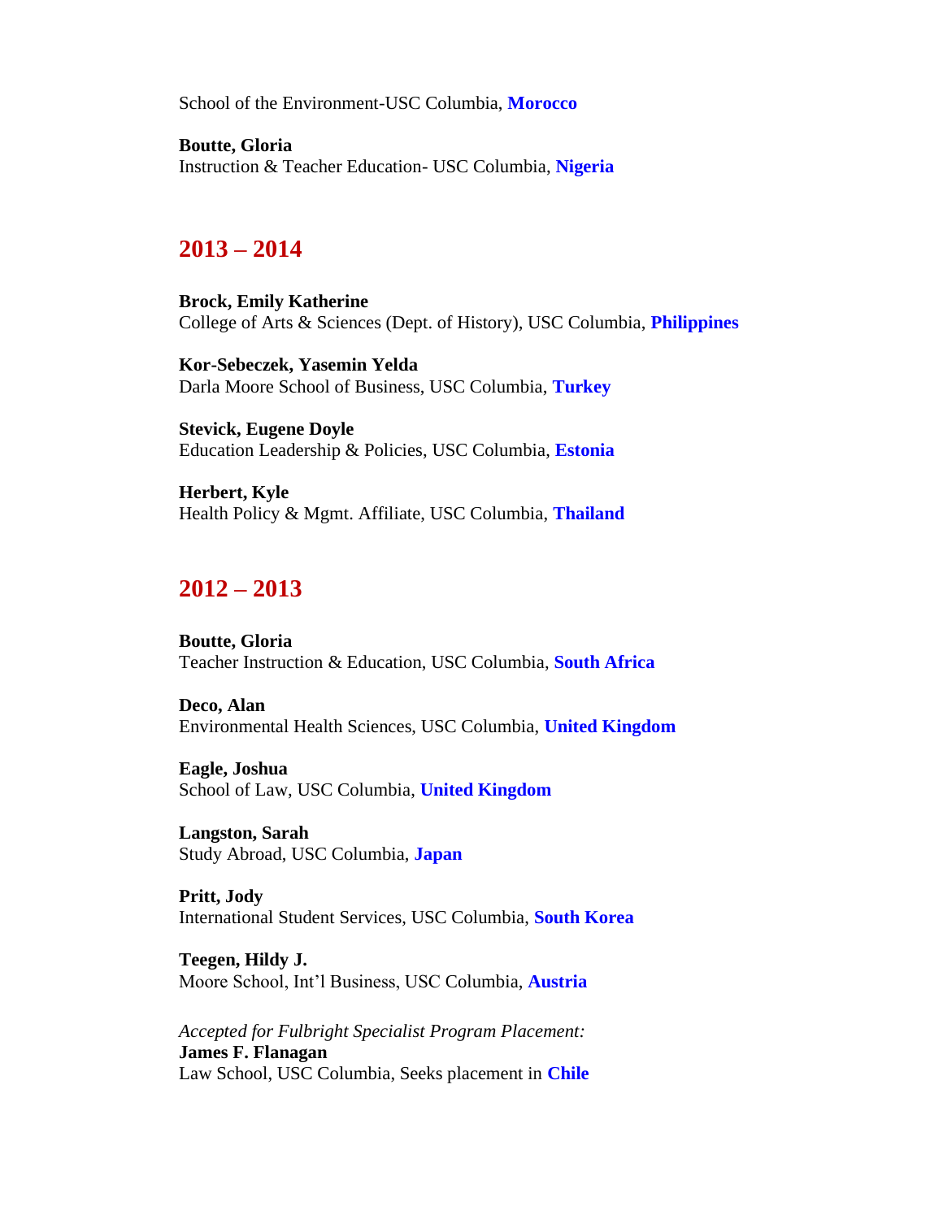School of the Environment-USC Columbia, **Morocco**

**Boutte, Gloria**
Instruction & Teacher Education- USC Columbia, **Nigeria**

## 2013 – 2014

**Brock, Emily Katherine**
College of Arts & Sciences (Dept. of History), USC Columbia, **Philippines**

**Kor-Sebeczek, Yasemin Yelda**
Darla Moore School of Business, USC Columbia, **Turkey**

**Stevick, Eugene Doyle**
Education Leadership & Policies, USC Columbia, **Estonia**

**Herbert, Kyle**
Health Policy & Mgmt. Affiliate, USC Columbia, **Thailand**

## 2012 – 2013

**Boutte, Gloria**
Teacher Instruction & Education, USC Columbia, **South Africa**

**Deco, Alan**
Environmental Health Sciences, USC Columbia, **United Kingdom**

**Eagle, Joshua**
School of Law, USC Columbia, **United Kingdom**

**Langston, Sarah**
Study Abroad, USC Columbia, **Japan**

**Pritt, Jody**
International Student Services, USC Columbia, **South Korea**

**Teegen, Hildy J.**
Moore School, Int'l Business, USC Columbia, **Austria**

*Accepted for Fulbright Specialist Program Placement:*
**James F. Flanagan**
Law School, USC Columbia, Seeks placement in **Chile**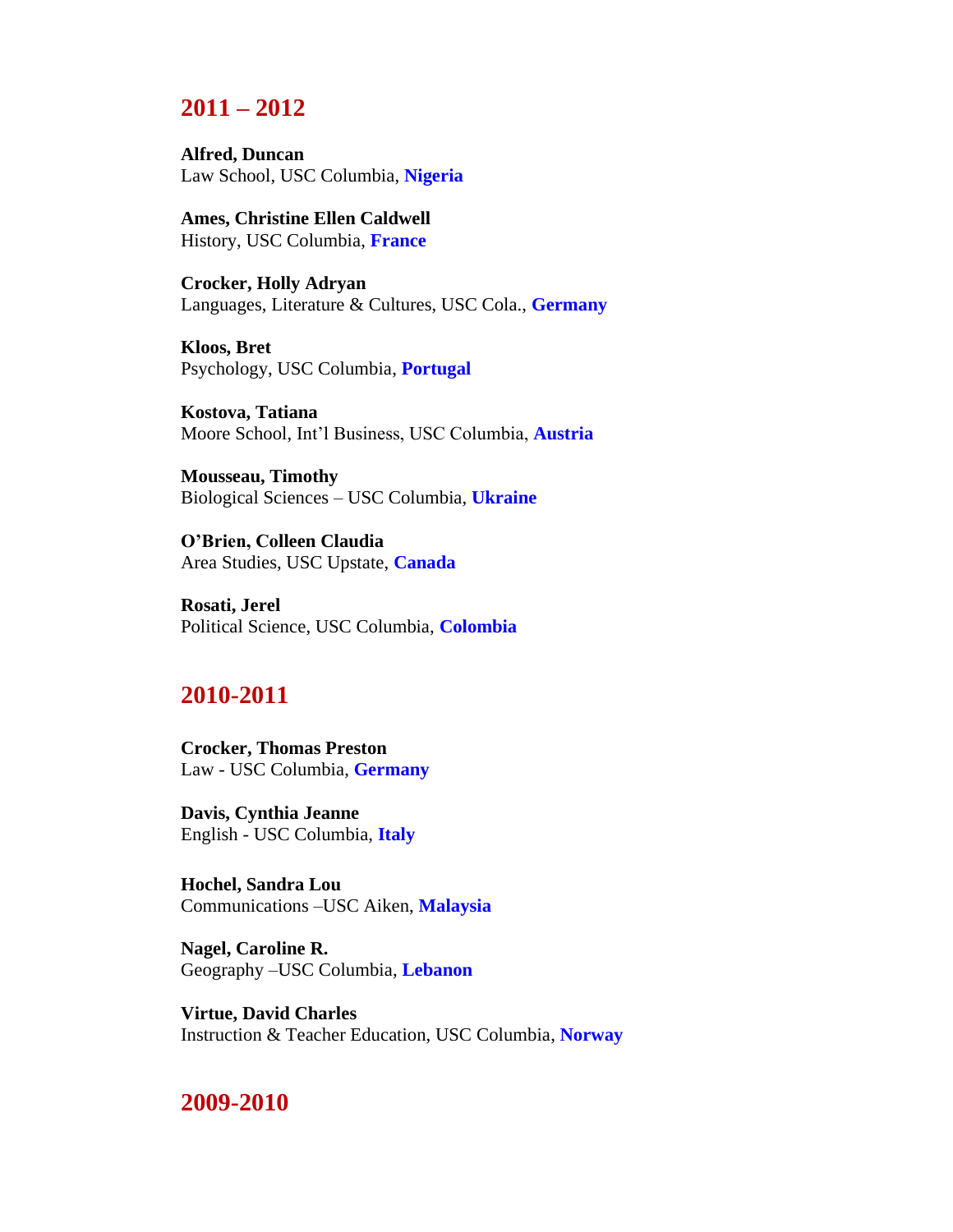## 2011 – 2012

**Alfred, Duncan**
Law School, USC Columbia, **Nigeria**

**Ames, Christine Ellen Caldwell**
History, USC Columbia, **France**

**Crocker, Holly Adryan**
Languages, Literature & Cultures, USC Cola., **Germany**

**Kloos, Bret**
Psychology, USC Columbia, **Portugal**

**Kostova, Tatiana**
Moore School, Int'l Business, USC Columbia, **Austria**

**Mousseau, Timothy**
Biological Sciences – USC Columbia, **Ukraine**

**O'Brien, Colleen Claudia**
Area Studies, USC Upstate, **Canada**

**Rosati, Jerel**
Political Science, USC Columbia, **Colombia**

## 2010-2011

**Crocker, Thomas Preston**
Law - USC Columbia, **Germany**

**Davis, Cynthia Jeanne**
English - USC Columbia, **Italy**

**Hochel, Sandra Lou**
Communications –USC Aiken, **Malaysia**

**Nagel, Caroline R.**
Geography –USC Columbia, **Lebanon**

**Virtue, David Charles**
Instruction & Teacher Education, USC Columbia, **Norway**

## 2009-2010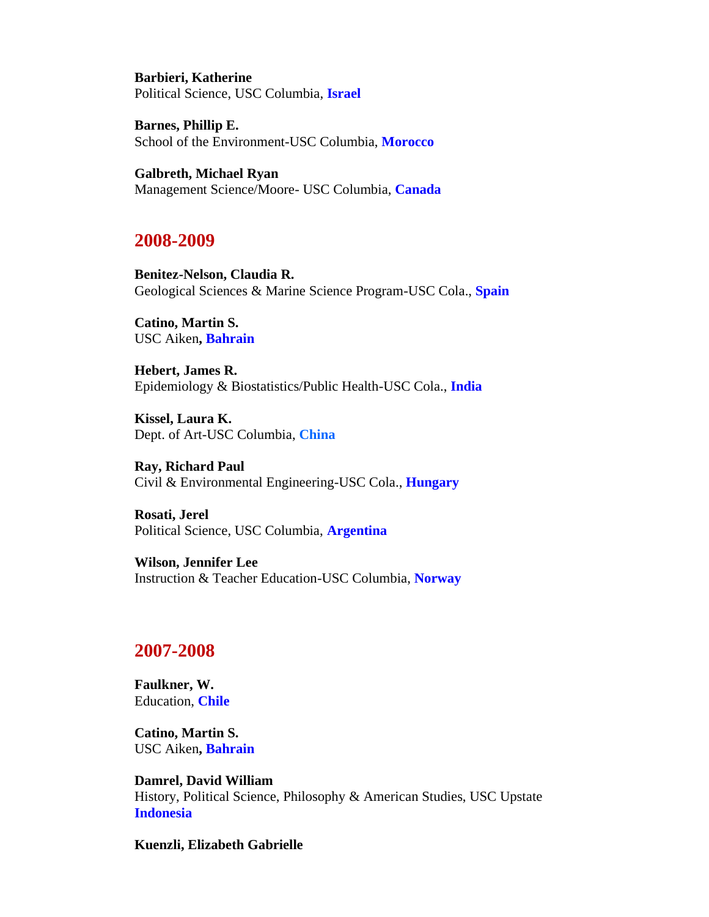**Barbieri, Katherine**
Political Science, USC Columbia, **Israel**

**Barnes, Phillip E.**
School of the Environment-USC Columbia, **Morocco**

**Galbreth, Michael Ryan**
Management Science/Moore- USC Columbia, **Canada**

## 2008-2009

**Benitez-Nelson, Claudia R.**
Geological Sciences & Marine Science Program-USC Cola., **Spain**

**Catino, Martin S.**
USC Aiken**, Bahrain**

**Hebert, James R.**
Epidemiology & Biostatistics/Public Health-USC Cola., **India**

**Kissel, Laura K.**
Dept. of Art-USC Columbia, **China**

**Ray, Richard Paul**
Civil & Environmental Engineering-USC Cola., **Hungary**

**Rosati, Jerel**
Political Science, USC Columbia, **Argentina**

**Wilson, Jennifer Lee**
Instruction & Teacher Education-USC Columbia, **Norway**

## 2007-2008

**Faulkner, W.**
Education, **Chile**

**Catino, Martin S.**
USC Aiken**, Bahrain**

**Damrel, David William**
History, Political Science, Philosophy & American Studies, USC Upstate
**Indonesia**

**Kuenzli, Elizabeth Gabrielle**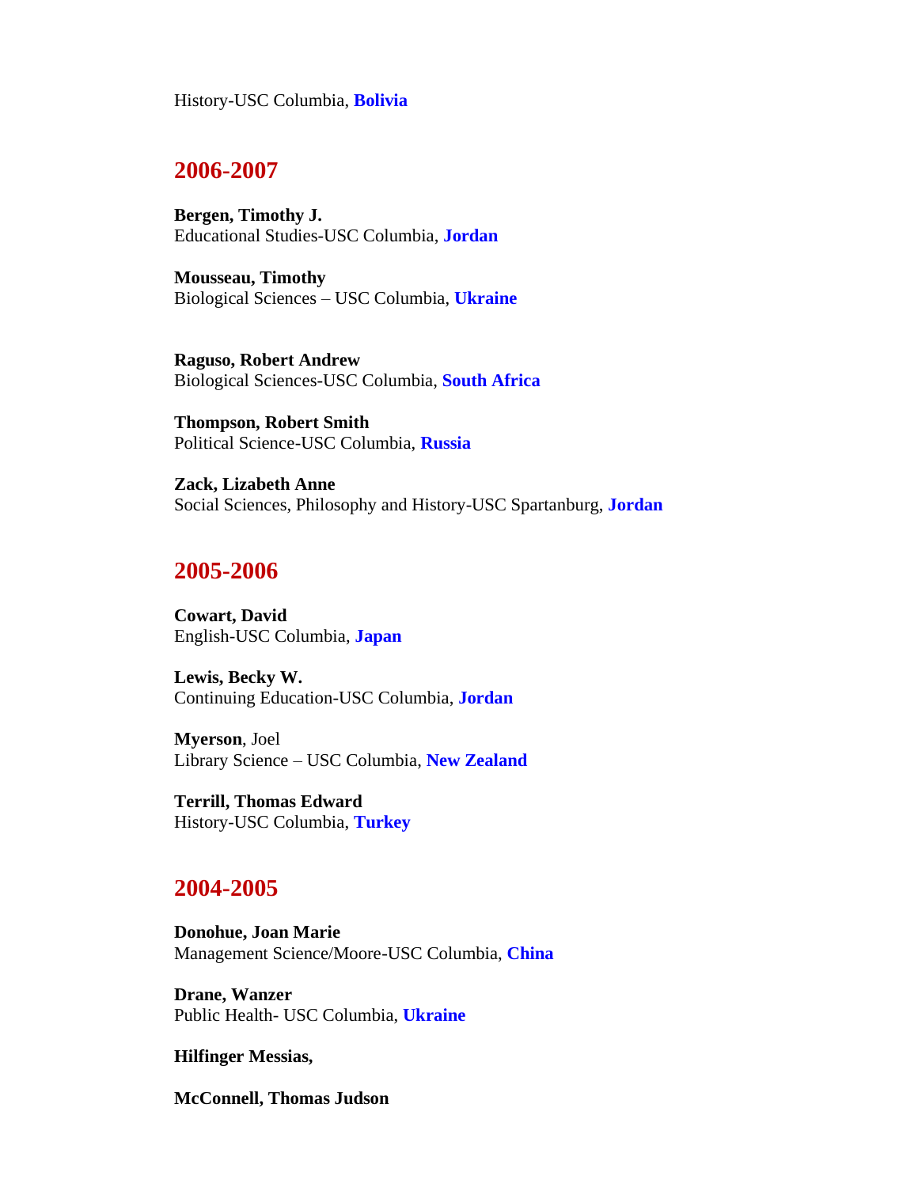History-USC Columbia, **Bolivia**

## 2006-2007

**Bergen, Timothy J.**
Educational Studies-USC Columbia, **Jordan**

**Mousseau, Timothy**
Biological Sciences – USC Columbia, **Ukraine**

**Raguso, Robert Andrew**
Biological Sciences-USC Columbia, **South Africa**

**Thompson, Robert Smith**
Political Science-USC Columbia, **Russia**

**Zack, Lizabeth Anne**
Social Sciences, Philosophy and History-USC Spartanburg, **Jordan**

## 2005-2006

**Cowart, David**
English-USC Columbia, **Japan**

**Lewis, Becky W.**
Continuing Education-USC Columbia, **Jordan**

**Myerson**, Joel
Library Science – USC Columbia, **New Zealand**

**Terrill, Thomas Edward**
History-USC Columbia, **Turkey**

## 2004-2005

**Donohue, Joan Marie**
Management Science/Moore-USC Columbia, **China**

**Drane, Wanzer**
Public Health- USC Columbia, **Ukraine**

**Hilfinger Messias,**

**McConnell, Thomas Judson**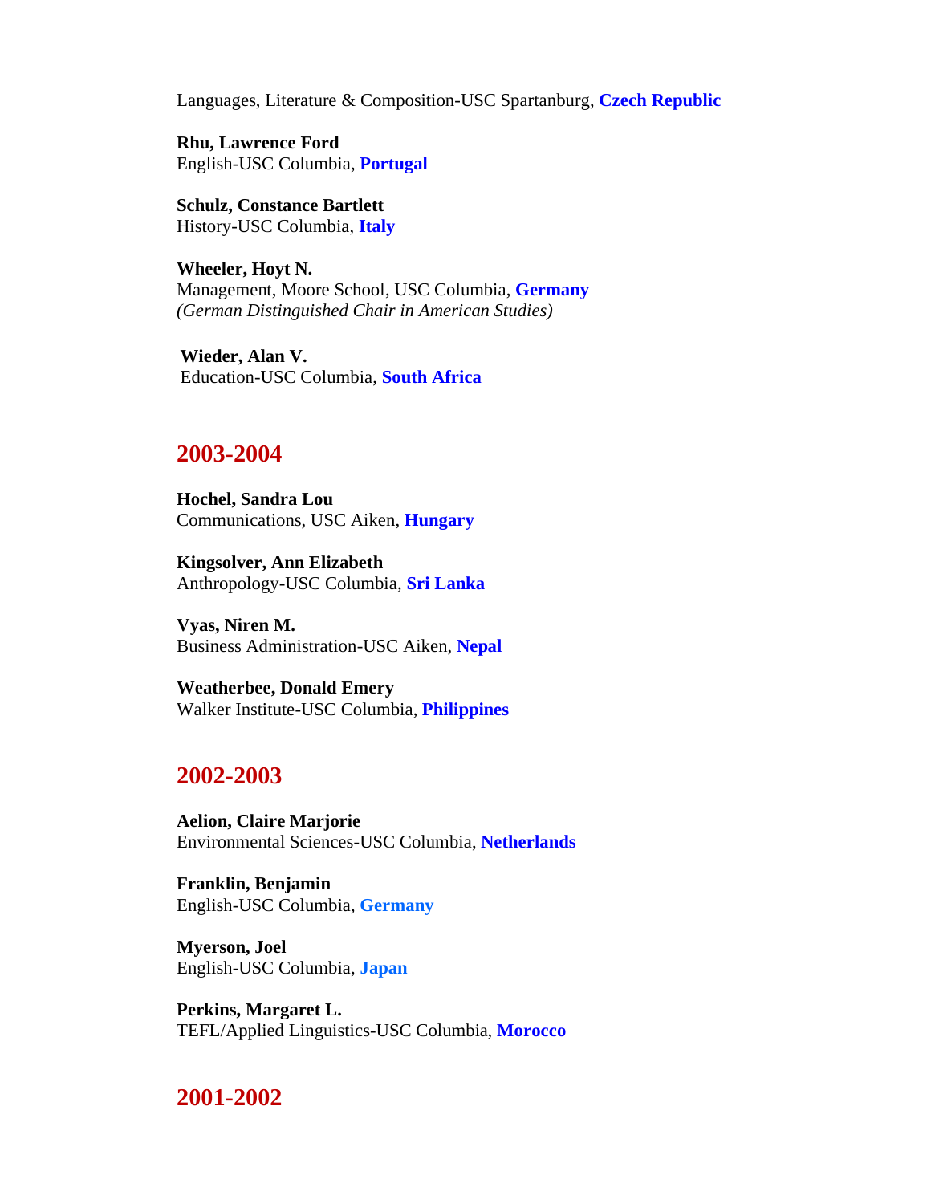Languages, Literature & Composition-USC Spartanburg, **Czech Republic**

**Rhu, Lawrence Ford**
English-USC Columbia, **Portugal**

**Schulz, Constance Bartlett**
History-USC Columbia, **Italy**

**Wheeler, Hoyt N.**
Management, Moore School, USC Columbia, **Germany**
*(German Distinguished Chair in American Studies)*

**Wieder, Alan V.**
Education-USC Columbia, **South Africa**

## 2003-2004

**Hochel, Sandra Lou**
Communications, USC Aiken, **Hungary**

**Kingsolver, Ann Elizabeth**
Anthropology-USC Columbia, **Sri Lanka**

**Vyas, Niren M.**
Business Administration-USC Aiken, **Nepal**

**Weatherbee, Donald Emery**
Walker Institute-USC Columbia, **Philippines**

## 2002-2003

**Aelion, Claire Marjorie**
Environmental Sciences-USC Columbia, **Netherlands**

**Franklin, Benjamin**
English-USC Columbia, **Germany**

**Myerson, Joel**
English-USC Columbia, **Japan**

**Perkins, Margaret L.**
TEFL/Applied Linguistics-USC Columbia, **Morocco**

## 2001-2002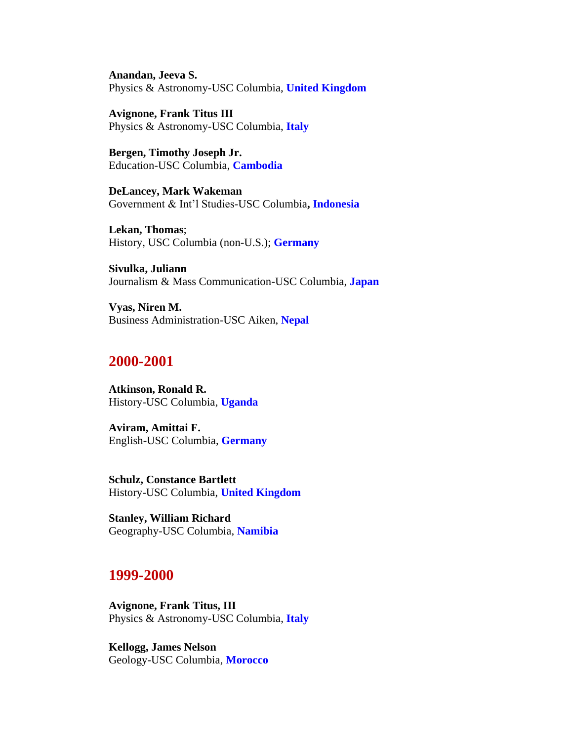**Anandan, Jeeva S.**
Physics & Astronomy-USC Columbia, **United Kingdom**

**Avignone, Frank Titus III**
Physics & Astronomy-USC Columbia, **Italy**

**Bergen, Timothy Joseph Jr.**
Education-USC Columbia, **Cambodia**

**DeLancey, Mark Wakeman**
Government & Int'l Studies-USC Columbia**, Indonesia**

**Lekan, Thomas**;
History, USC Columbia (non-U.S.); **Germany**

**Sivulka, Juliann**
Journalism & Mass Communication-USC Columbia, **Japan**

**Vyas, Niren M.**
Business Administration-USC Aiken, **Nepal**

## 2000-2001

**Atkinson, Ronald R.**
History-USC Columbia, **Uganda**

**Aviram, Amittai F.**
English-USC Columbia, **Germany**

**Schulz, Constance Bartlett**
History-USC Columbia, **United Kingdom**

**Stanley, William Richard**
Geography-USC Columbia, **Namibia**

## 1999-2000

**Avignone, Frank Titus, III**
Physics & Astronomy-USC Columbia, **Italy**

**Kellogg, James Nelson**
Geology-USC Columbia, **Morocco**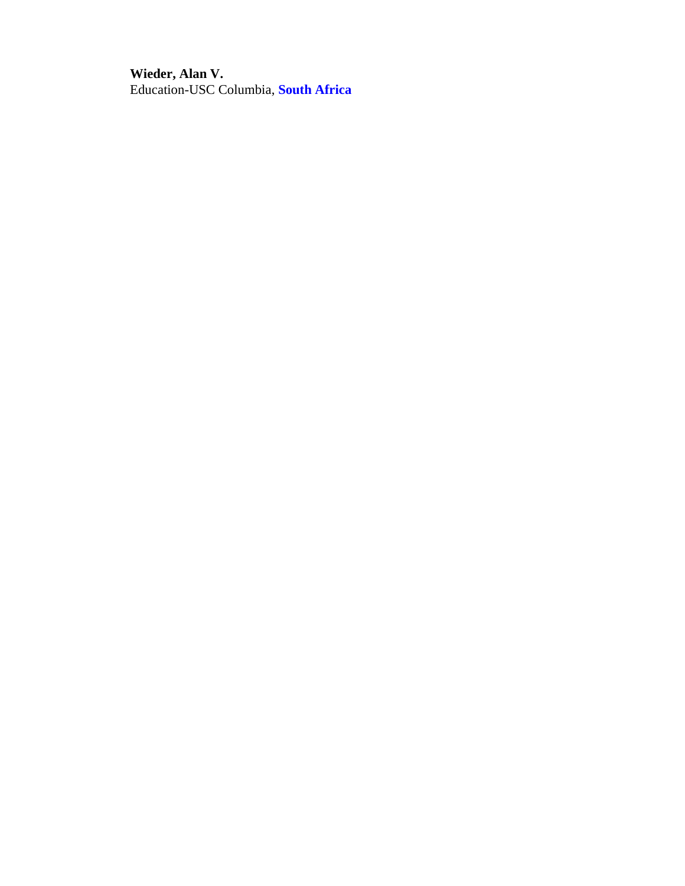**Wieder, Alan V.**
Education-USC Columbia, **South Africa**